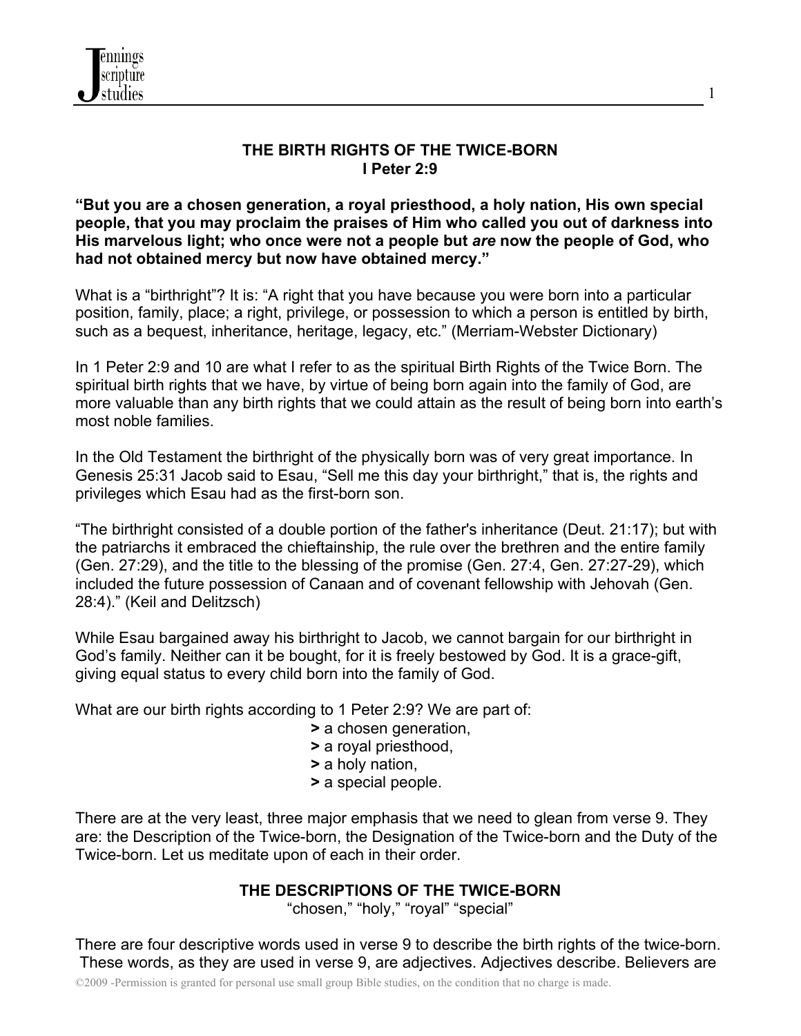# THE BIRTH RIGHTS OF THE TWICE-BORN
## I Peter 2:9

**"But you are a chosen generation, a royal priesthood, a holy nation, His own special people, that you may proclaim the praises of Him who called you out of darkness into His marvelous light; who once were not a people but *are* now the people of God, who had not obtained mercy but now have obtained mercy."**

What is a "birthright"? It is: "A right that you have because you were born into a particular position, family, place; a right, privilege, or possession to which a person is entitled by birth, such as a bequest, inheritance, heritage, legacy, etc." (Merriam-Webster Dictionary)

In 1 Peter 2:9 and 10 are what I refer to as the spiritual Birth Rights of the Twice Born. The spiritual birth rights that we have, by virtue of being born again into the family of God, are more valuable than any birth rights that we could attain as the result of being born into earth's most noble families.

In the Old Testament the birthright of the physically born was of very great importance. In Genesis 25:31 Jacob said to Esau, "Sell me this day your birthright," that is, the rights and privileges which Esau had as the first-born son.

"The birthright consisted of a double portion of the father's inheritance (Deut. 21:17); but with the patriarchs it embraced the chieftainship, the rule over the brethren and the entire family (Gen. 27:29), and the title to the blessing of the promise (Gen. 27:4, Gen. 27:27-29), which included the future possession of Canaan and of covenant fellowship with Jehovah (Gen. 28:4)." (Keil and Delitzsch)

While Esau bargained away his birthright to Jacob, we cannot bargain for our birthright in God's family. Neither can it be bought, for it is freely bestowed by God. It is a grace-gift, giving equal status to every child born into the family of God.

What are our birth rights according to 1 Peter 2:9? We are part of:

**>** a chosen generation,
**>** a royal priesthood,
**>** a holy nation,
**>** a special people.

There are at the very least, three major emphasis that we need to glean from verse 9. They are: the Description of the Twice-born, the Designation of the Twice-born and the Duty of the Twice-born. Let us meditate upon of each in their order.

## THE DESCRIPTIONS OF THE TWICE-BORN

"chosen," "holy," "royal" "special"

There are four descriptive words used in verse 9 to describe the birth rights of the twice-born. These words, as they are used in verse 9, are adjectives. Adjectives describe. Believers are

©2009 -Permission is granted for personal use small group Bible studies, on the condition that no charge is made.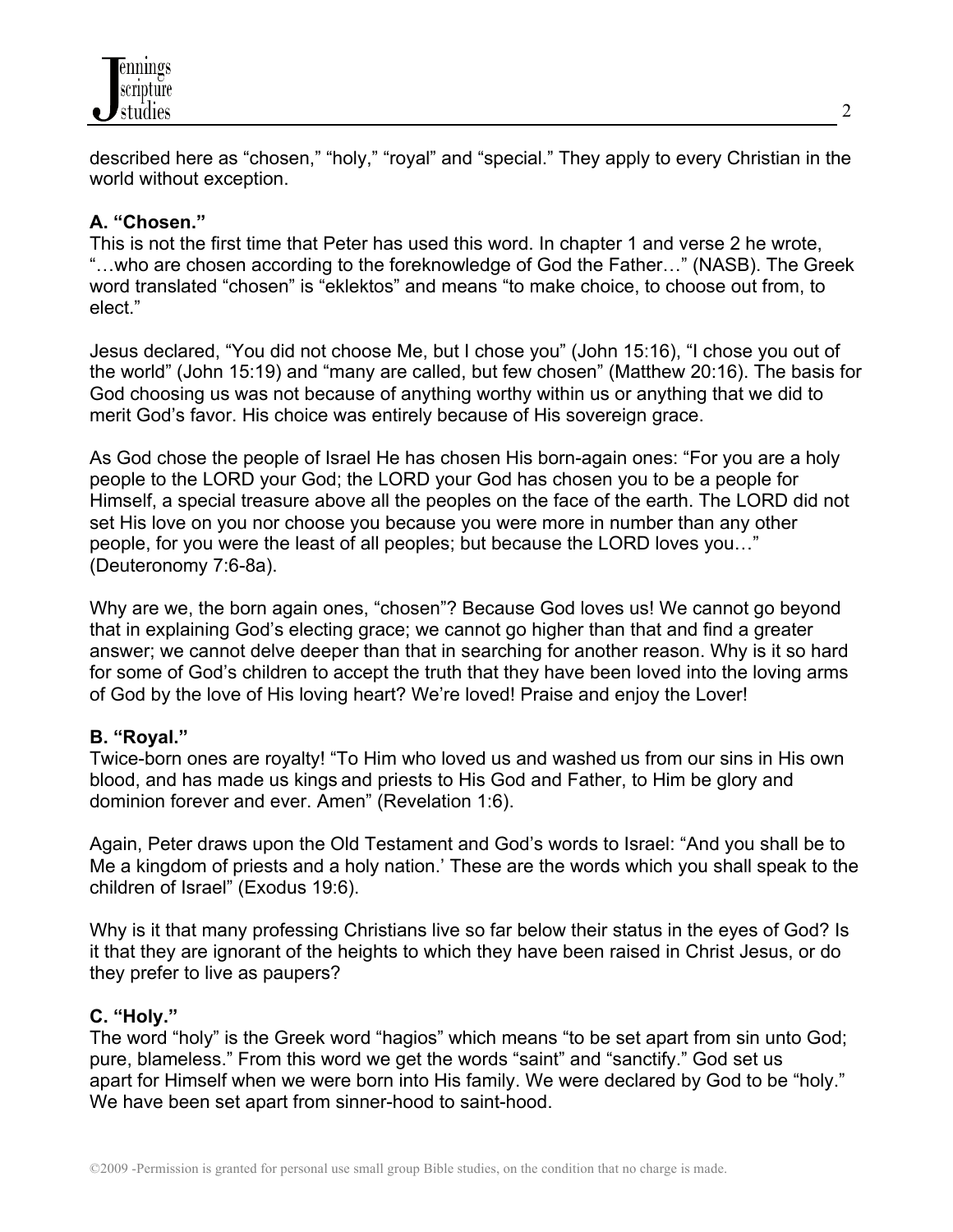described here as "chosen," "holy," "royal" and "special." They apply to every Christian in the world without exception.

**A. "Chosen."**

This is not the first time that Peter has used this word. In chapter 1 and verse 2 he wrote, "…who are chosen according to the foreknowledge of God the Father…" (NASB). The Greek word translated "chosen" is "eklektos" and means "to make choice, to choose out from, to elect."

Jesus declared, "You did not choose Me, but I chose you" (John 15:16), "I chose you out of the world" (John 15:19) and "many are called, but few chosen" (Matthew 20:16). The basis for God choosing us was not because of anything worthy within us or anything that we did to merit God's favor. His choice was entirely because of His sovereign grace.

As God chose the people of Israel He has chosen His born-again ones: "For you are a holy people to the LORD your God; the LORD your God has chosen you to be a people for Himself, a special treasure above all the peoples on the face of the earth. The LORD did not set His love on you nor choose you because you were more in number than any other people, for you were the least of all peoples; but because the LORD loves you…" (Deuteronomy 7:6-8a).

Why are we, the born again ones, "chosen"? Because God loves us! We cannot go beyond that in explaining God's electing grace; we cannot go higher than that and find a greater answer; we cannot delve deeper than that in searching for another reason. Why is it so hard for some of God's children to accept the truth that they have been loved into the loving arms of God by the love of His loving heart? We're loved! Praise and enjoy the Lover!

**B. "Royal."**

Twice-born ones are royalty! "To Him who loved us and washed us from our sins in His own blood, and has made us kings and priests to His God and Father, to Him be glory and dominion forever and ever. Amen" (Revelation 1:6).

Again, Peter draws upon the Old Testament and God's words to Israel: "And you shall be to Me a kingdom of priests and a holy nation.' These are the words which you shall speak to the children of Israel" (Exodus 19:6).

Why is it that many professing Christians live so far below their status in the eyes of God? Is it that they are ignorant of the heights to which they have been raised in Christ Jesus, or do they prefer to live as paupers?

**C. "Holy."**

The word "holy" is the Greek word "hagios" which means "to be set apart from sin unto God; pure, blameless." From this word we get the words "saint" and "sanctify." God set us apart for Himself when we were born into His family. We were declared by God to be "holy." We have been set apart from sinner-hood to saint-hood.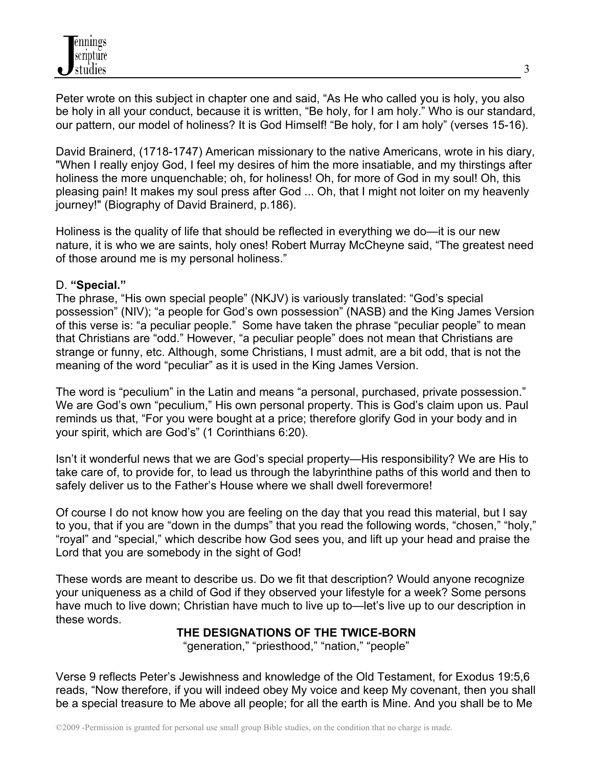Peter wrote on this subject in chapter one and said, "As He who called you is holy, you also be holy in all your conduct, because it is written, "Be holy, for I am holy." Who is our standard, our pattern, our model of holiness? It is God Himself! "Be holy, for I am holy" (verses 15-16).

David Brainerd, (1718-1747) American missionary to the native Americans, wrote in his diary, "When I really enjoy God, I feel my desires of him the more insatiable, and my thirstings after holiness the more unquenchable; oh, for holiness! Oh, for more of God in my soul! Oh, this pleasing pain! It makes my soul press after God ... Oh, that I might not loiter on my heavenly journey!" (Biography of David Brainerd, p.186).

Holiness is the quality of life that should be reflected in everything we do—it is our new nature, it is who we are saints, holy ones! Robert Murray McCheyne said, "The greatest need of those around me is my personal holiness."

D. **"Special."**

The phrase, "His own special people" (NKJV) is variously translated: "God's special possession" (NIV); "a people for God's own possession" (NASB) and the King James Version of this verse is: "a peculiar people." Some have taken the phrase "peculiar people" to mean that Christians are "odd." However, "a peculiar people" does not mean that Christians are strange or funny, etc. Although, some Christians, I must admit, are a bit odd, that is not the meaning of the word "peculiar" as it is used in the King James Version.

The word is "peculium" in the Latin and means "a personal, purchased, private possession." We are God's own "peculium," His own personal property. This is God's claim upon us. Paul reminds us that, "For you were bought at a price; therefore glorify God in your body and in your spirit, which are God's" (1 Corinthians 6:20).

Isn't it wonderful news that we are God's special property—His responsibility? We are His to take care of, to provide for, to lead us through the labyrinthine paths of this world and then to safely deliver us to the Father's House where we shall dwell forevermore!

Of course I do not know how you are feeling on the day that you read this material, but I say to you, that if you are "down in the dumps" that you read the following words, "chosen," "holy," "royal" and "special," which describe how God sees you, and lift up your head and praise the Lord that you are somebody in the sight of God!

These words are meant to describe us. Do we fit that description? Would anyone recognize your uniqueness as a child of God if they observed your lifestyle for a week? Some persons have much to live down; Christian have much to live up to—let's live up to our description in these words.

## THE DESIGNATIONS OF THE TWICE-BORN

"generation," "priesthood," "nation," "people"

Verse 9 reflects Peter's Jewishness and knowledge of the Old Testament, for Exodus 19:5,6 reads, "Now therefore, if you will indeed obey My voice and keep My covenant, then you shall be a special treasure to Me above all people; for all the earth is Mine. And you shall be to Me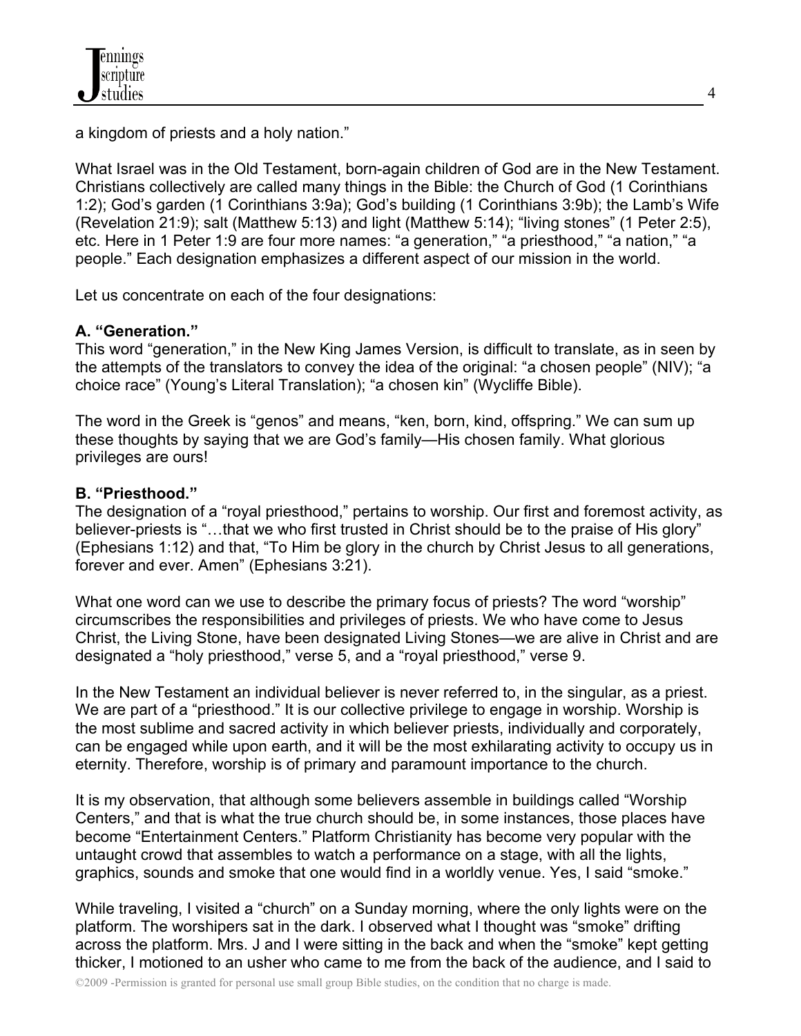a kingdom of priests and a holy nation."

What Israel was in the Old Testament, born-again children of God are in the New Testament. Christians collectively are called many things in the Bible: the Church of God (1 Corinthians 1:2); God's garden (1 Corinthians 3:9a); God's building (1 Corinthians 3:9b); the Lamb's Wife (Revelation 21:9); salt (Matthew 5:13) and light (Matthew 5:14); "living stones" (1 Peter 2:5), etc. Here in 1 Peter 1:9 are four more names: "a generation," "a priesthood," "a nation," "a people." Each designation emphasizes a different aspect of our mission in the world.

Let us concentrate on each of the four designations:

**A. "Generation."**
This word "generation," in the New King James Version, is difficult to translate, as in seen by the attempts of the translators to convey the idea of the original: "a chosen people" (NIV); "a choice race" (Young's Literal Translation); "a chosen kin" (Wycliffe Bible).

The word in the Greek is "genos" and means, "ken, born, kind, offspring." We can sum up these thoughts by saying that we are God's family—His chosen family. What glorious privileges are ours!

**B. "Priesthood."**
The designation of a "royal priesthood," pertains to worship. Our first and foremost activity, as believer-priests is "…that we who first trusted in Christ should be to the praise of His glory" (Ephesians 1:12) and that, "To Him be glory in the church by Christ Jesus to all generations, forever and ever. Amen" (Ephesians 3:21).

What one word can we use to describe the primary focus of priests? The word "worship" circumscribes the responsibilities and privileges of priests. We who have come to Jesus Christ, the Living Stone, have been designated Living Stones—we are alive in Christ and are designated a "holy priesthood," verse 5, and a "royal priesthood," verse 9.

In the New Testament an individual believer is never referred to, in the singular, as a priest. We are part of a "priesthood." It is our collective privilege to engage in worship. Worship is the most sublime and sacred activity in which believer priests, individually and corporately, can be engaged while upon earth, and it will be the most exhilarating activity to occupy us in eternity. Therefore, worship is of primary and paramount importance to the church.

It is my observation, that although some believers assemble in buildings called "Worship Centers," and that is what the true church should be, in some instances, those places have become "Entertainment Centers." Platform Christianity has become very popular with the untaught crowd that assembles to watch a performance on a stage, with all the lights, graphics, sounds and smoke that one would find in a worldly venue. Yes, I said "smoke."

While traveling, I visited a "church" on a Sunday morning, where the only lights were on the platform. The worshipers sat in the dark. I observed what I thought was "smoke" drifting across the platform. Mrs. J and I were sitting in the back and when the "smoke" kept getting thicker, I motioned to an usher who came to me from the back of the audience, and I said to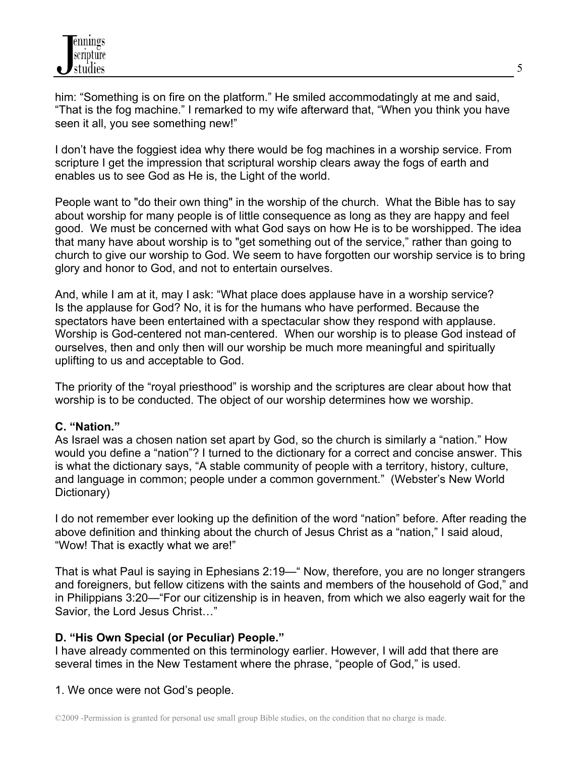him: “Something is on fire on the platform.” He smiled accommodatingly at me and said, “That is the fog machine.” I remarked to my wife afterward that, “When you think you have seen it all, you see something new!”

I don’t have the foggiest idea why there would be fog machines in a worship service. From scripture I get the impression that scriptural worship clears away the fogs of earth and enables us to see God as He is, the Light of the world.

People want to "do their own thing" in the worship of the church. What the Bible has to say about worship for many people is of little consequence as long as they are happy and feel good. We must be concerned with what God says on how He is to be worshipped. The idea that many have about worship is to "get something out of the service,” rather than going to church to give our worship to God. We seem to have forgotten our worship service is to bring glory and honor to God, and not to entertain ourselves.

And, while I am at it, may I ask: “What place does applause have in a worship service? Is the applause for God? No, it is for the humans who have performed. Because the spectators have been entertained with a spectacular show they respond with applause. Worship is God-centered not man-centered. When our worship is to please God instead of ourselves, then and only then will our worship be much more meaningful and spiritually uplifting to us and acceptable to God.

The priority of the “royal priesthood” is worship and the scriptures are clear about how that worship is to be conducted. The object of our worship determines how we worship.

**C. “Nation.”**

As Israel was a chosen nation set apart by God, so the church is similarly a “nation.” How would you define a “nation”? I turned to the dictionary for a correct and concise answer. This is what the dictionary says, “A stable community of people with a territory, history, culture, and language in common; people under a common government.” (Webster’s New World Dictionary)

I do not remember ever looking up the definition of the word “nation” before. After reading the above definition and thinking about the church of Jesus Christ as a “nation,” I said aloud, “Wow! That is exactly what we are!”

That is what Paul is saying in Ephesians 2:19—“ Now, therefore, you are no longer strangers and foreigners, but fellow citizens with the saints and members of the household of God,” and in Philippians 3:20—“For our citizenship is in heaven, from which we also eagerly wait for the Savior, the Lord Jesus Christ…”

**D. “His Own Special (or Peculiar) People.”**

I have already commented on this terminology earlier. However, I will add that there are several times in the New Testament where the phrase, “people of God,” is used.

1. We once were not God’s people.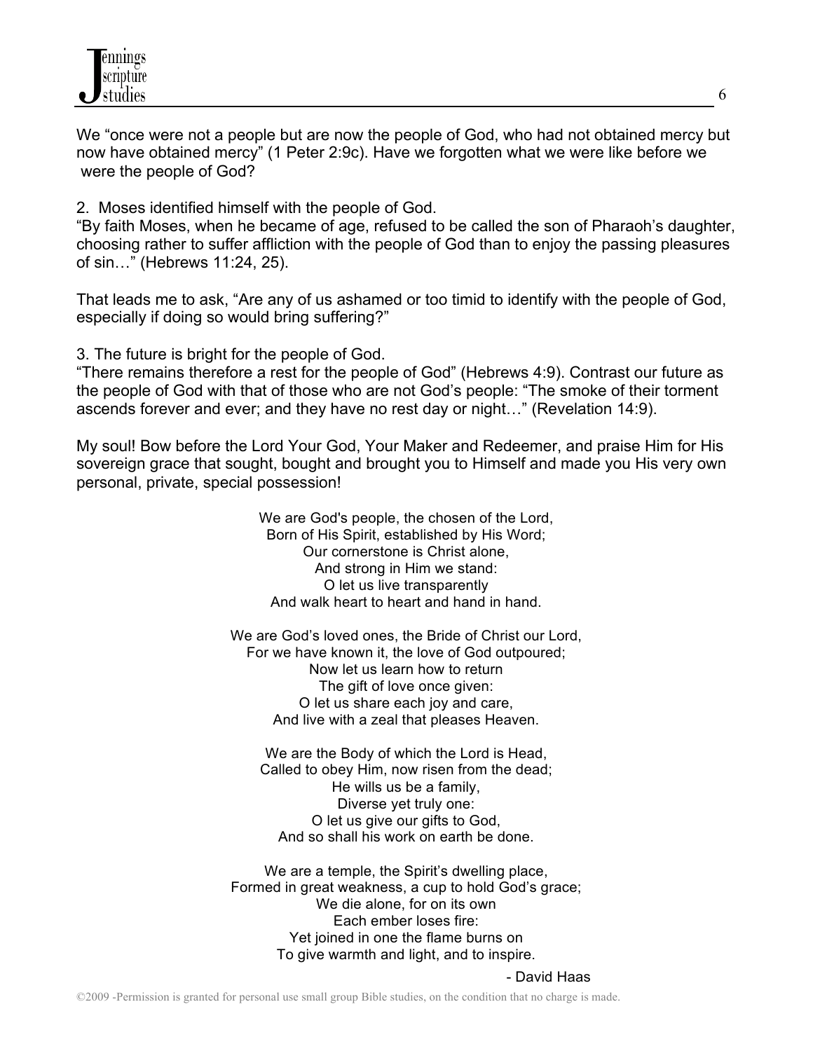We "once were not a people but are now the people of God, who had not obtained mercy but now have obtained mercy" (1 Peter 2:9c). Have we forgotten what we were like before we were the people of God?

2. Moses identified himself with the people of God.
"By faith Moses, when he became of age, refused to be called the son of Pharaoh's daughter, choosing rather to suffer affliction with the people of God than to enjoy the passing pleasures of sin…" (Hebrews 11:24, 25).

That leads me to ask, "Are any of us ashamed or too timid to identify with the people of God, especially if doing so would bring suffering?"

3. The future is bright for the people of God.
"There remains therefore a rest for the people of God" (Hebrews 4:9). Contrast our future as the people of God with that of those who are not God's people: "The smoke of their torment ascends forever and ever; and they have no rest day or night…" (Revelation 14:9).

My soul! Bow before the Lord Your God, Your Maker and Redeemer, and praise Him for His sovereign grace that sought, bought and brought you to Himself and made you His very own personal, private, special possession!

We are God's people, the chosen of the Lord,
Born of His Spirit, established by His Word;
Our cornerstone is Christ alone,
And strong in Him we stand:
O let us live transparently
And walk heart to heart and hand in hand.

We are God's loved ones, the Bride of Christ our Lord,
For we have known it, the love of God outpoured;
Now let us learn how to return
The gift of love once given:
O let us share each joy and care,
And live with a zeal that pleases Heaven.

We are the Body of which the Lord is Head,
Called to obey Him, now risen from the dead;
He wills us be a family,
Diverse yet truly one:
O let us give our gifts to God,
And so shall his work on earth be done.

We are a temple, the Spirit's dwelling place,
Formed in great weakness, a cup to hold God's grace;
We die alone, for on its own
Each ember loses fire:
Yet joined in one the flame burns on
To give warmth and light, and to inspire.

\- David Haas

©2009 -Permission is granted for personal use small group Bible studies, on the condition that no charge is made.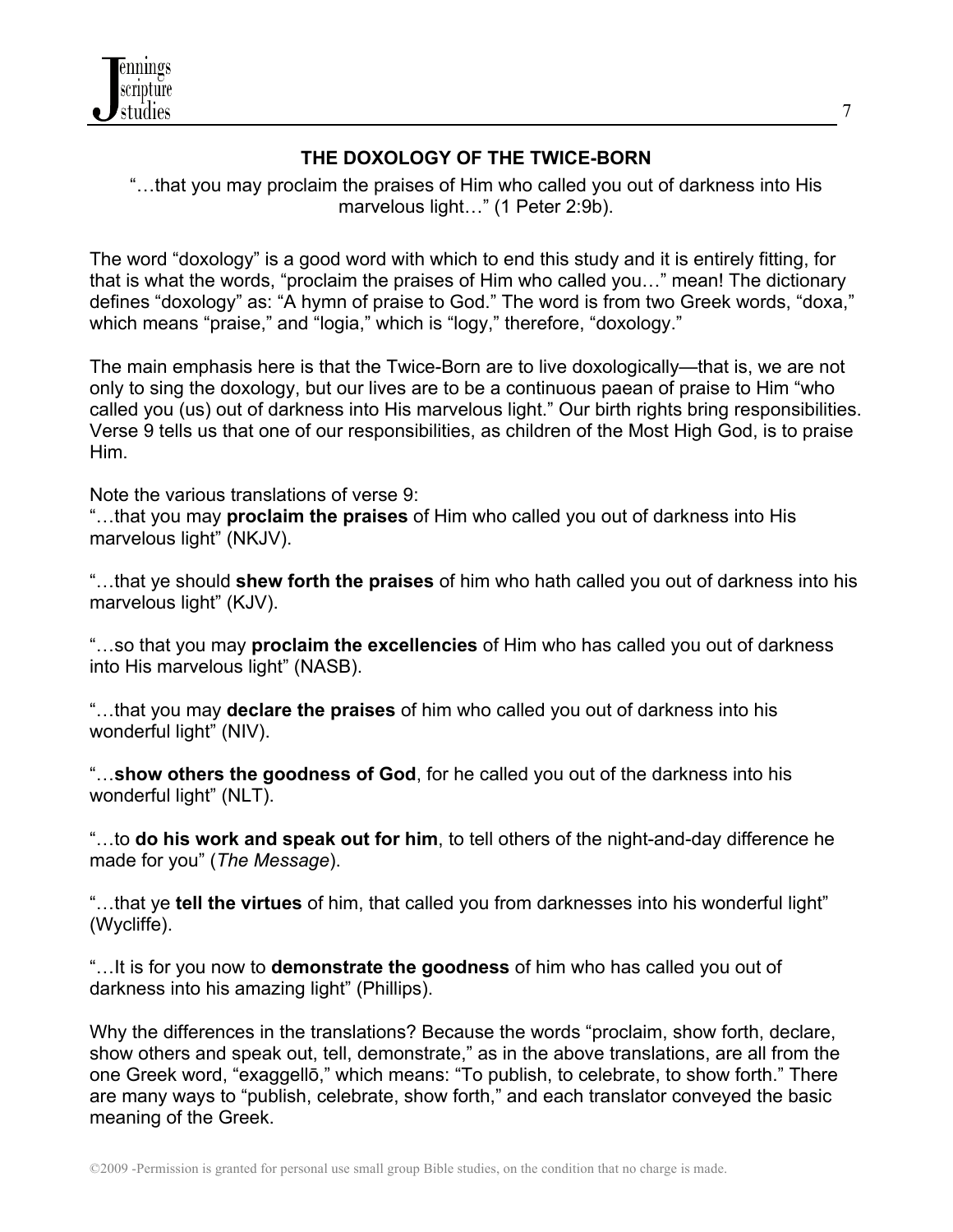## THE DOXOLOGY OF THE TWICE-BORN

"…that you may proclaim the praises of Him who called you out of darkness into His marvelous light…" (1 Peter 2:9b).

The word "doxology" is a good word with which to end this study and it is entirely fitting, for that is what the words, "proclaim the praises of Him who called you…" mean! The dictionary defines "doxology" as: "A hymn of praise to God." The word is from two Greek words, "doxa," which means "praise," and "logia," which is "logy," therefore, "doxology."

The main emphasis here is that the Twice-Born are to live doxologically—that is, we are not only to sing the doxology, but our lives are to be a continuous paean of praise to Him "who called you (us) out of darkness into His marvelous light." Our birth rights bring responsibilities. Verse 9 tells us that one of our responsibilities, as children of the Most High God, is to praise Him.

Note the various translations of verse 9:

"…that you may **proclaim the praises** of Him who called you out of darkness into His marvelous light" (NKJV).

"…that ye should **shew forth the praises** of him who hath called you out of darkness into his marvelous light" (KJV).

"…so that you may **proclaim the excellencies** of Him who has called you out of darkness into His marvelous light" (NASB).

"…that you may **declare the praises** of him who called you out of darkness into his wonderful light" (NIV).

"…**show others the goodness of God**, for he called you out of the darkness into his wonderful light" (NLT).

"…to **do his work and speak out for him**, to tell others of the night-and-day difference he made for you" (*The Message*).

"…that ye **tell the virtues** of him, that called you from darknesses into his wonderful light" (Wycliffe).

"…It is for you now to **demonstrate the goodness** of him who has called you out of darkness into his amazing light" (Phillips).

Why the differences in the translations? Because the words "proclaim, show forth, declare, show others and speak out, tell, demonstrate," as in the above translations, are all from the one Greek word, "exaggellō," which means: "To publish, to celebrate, to show forth." There are many ways to "publish, celebrate, show forth," and each translator conveyed the basic meaning of the Greek.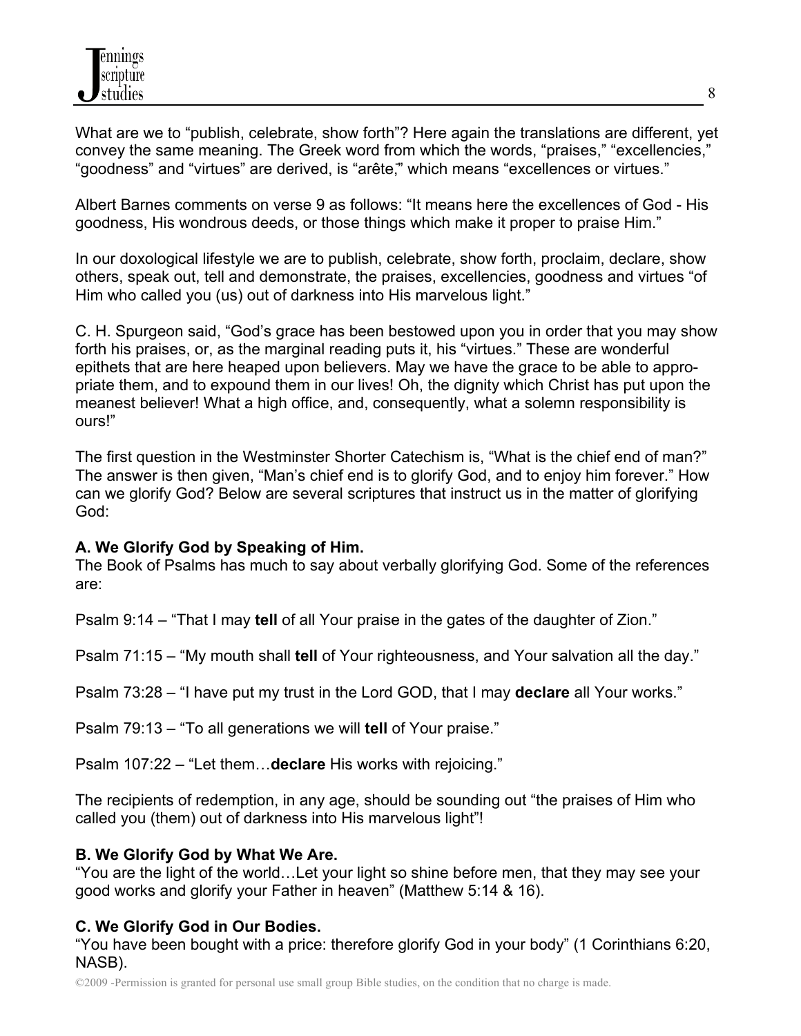What are we to "publish, celebrate, show forth"? Here again the translations are different, yet convey the same meaning. The Greek word from which the words, "praises," "excellencies," "goodness" and "virtues" are derived, is "arête," which means "excellences or virtues."

Albert Barnes comments on verse 9 as follows: "It means here the excellences of God - His goodness, His wondrous deeds, or those things which make it proper to praise Him."

In our doxological lifestyle we are to publish, celebrate, show forth, proclaim, declare, show others, speak out, tell and demonstrate, the praises, excellencies, goodness and virtues "of Him who called you (us) out of darkness into His marvelous light."

C. H. Spurgeon said, "God's grace has been bestowed upon you in order that you may show forth his praises, or, as the marginal reading puts it, his "virtues." These are wonderful epithets that are here heaped upon believers. May we have the grace to be able to appropriate them, and to expound them in our lives! Oh, the dignity which Christ has put upon the meanest believer! What a high office, and, consequently, what a solemn responsibility is ours!"

The first question in the Westminster Shorter Catechism is, "What is the chief end of man?" The answer is then given, "Man's chief end is to glorify God, and to enjoy him forever." How can we glorify God? Below are several scriptures that instruct us in the matter of glorifying God:

**A. We Glorify God by Speaking of Him.**
The Book of Psalms has much to say about verbally glorifying God. Some of the references are:

Psalm 9:14 – "That I may **tell** of all Your praise in the gates of the daughter of Zion."

Psalm 71:15 – "My mouth shall **tell** of Your righteousness, and Your salvation all the day."

Psalm 73:28 – "I have put my trust in the Lord GOD, that I may **declare** all Your works."

Psalm 79:13 – "To all generations we will **tell** of Your praise."

Psalm 107:22 – "Let them…**declare** His works with rejoicing."

The recipients of redemption, in any age, should be sounding out "the praises of Him who called you (them) out of darkness into His marvelous light"!

**B. We Glorify God by What We Are.**
"You are the light of the world…Let your light so shine before men, that they may see your good works and glorify your Father in heaven" (Matthew 5:14 & 16).

**C. We Glorify God in Our Bodies.**
"You have been bought with a price: therefore glorify God in your body" (1 Corinthians 6:20, NASB).

©2009 -Permission is granted for personal use small group Bible studies, on the condition that no charge is made.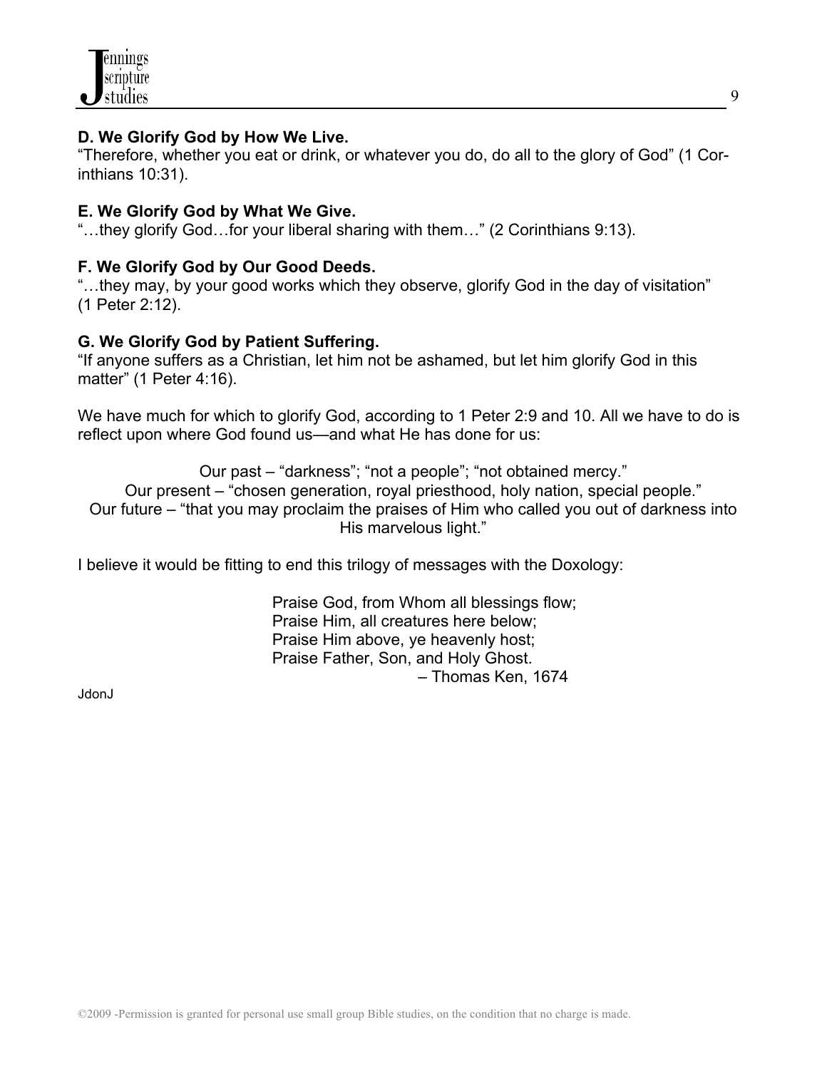**D. We Glorify God by How We Live.**
"Therefore, whether you eat or drink, or whatever you do, do all to the glory of God" (1 Corinthians 10:31).

**E. We Glorify God by What We Give.**
"…they glorify God…for your liberal sharing with them…" (2 Corinthians 9:13).

**F. We Glorify God by Our Good Deeds.**
"…they may, by your good works which they observe, glorify God in the day of visitation" (1 Peter 2:12).

**G. We Glorify God by Patient Suffering.**
"If anyone suffers as a Christian, let him not be ashamed, but let him glorify God in this matter" (1 Peter 4:16).

We have much for which to glorify God, according to 1 Peter 2:9 and 10. All we have to do is reflect upon where God found us—and what He has done for us:

Our past – "darkness"; "not a people"; "not obtained mercy."
Our present – "chosen generation, royal priesthood, holy nation, special people."
Our future – "that you may proclaim the praises of Him who called you out of darkness into His marvelous light."

I believe it would be fitting to end this trilogy of messages with the Doxology:

Praise God, from Whom all blessings flow;
Praise Him, all creatures here below;
Praise Him above, ye heavenly host;
Praise Father, Son, and Holy Ghost.
– Thomas Ken, 1674

JdonJ

©2009 -Permission is granted for personal use small group Bible studies, on the condition that no charge is made.